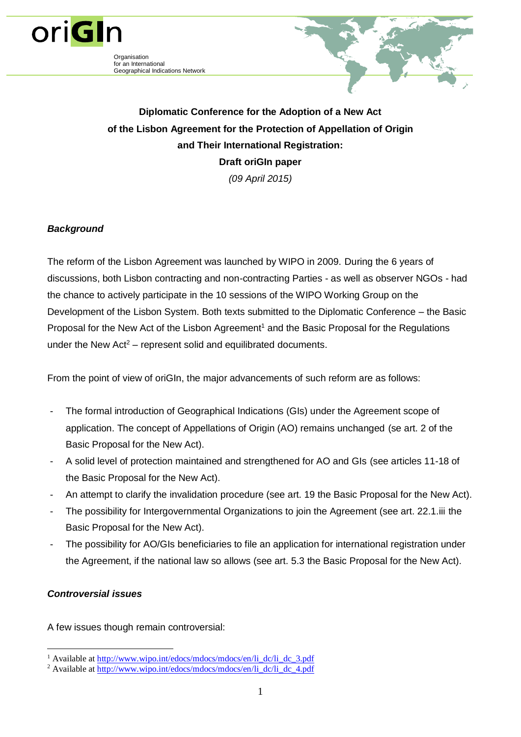oriGIn

Organisation
for an International
Geographical Indications Network

**Diplomatic Conference for the Adoption of a New Act of the Lisbon Agreement for the Protection of Appellation of Origin and Their International Registration: Draft oriGIn paper**

*(09 April 2015)*

***Background***

The reform of the Lisbon Agreement was launched by WIPO in 2009. During the 6 years of discussions, both Lisbon contracting and non-contracting Parties - as well as observer NGOs - had the chance to actively participate in the 10 sessions of the WIPO Working Group on the Development of the Lisbon System. Both texts submitted to the Diplomatic Conference – the Basic Proposal for the New Act of the Lisbon Agreement[1] and the Basic Proposal for the Regulations under the New Act[2] – represent solid and equilibrated documents.

From the point of view of oriGIn, the major advancements of such reform are as follows:

- The formal introduction of Geographical Indications (GIs) under the Agreement scope of application. The concept of Appellations of Origin (AO) remains unchanged (se art. 2 of the Basic Proposal for the New Act).
- A solid level of protection maintained and strengthened for AO and GIs (see articles 11-18 of the Basic Proposal for the New Act).
- An attempt to clarify the invalidation procedure (see art. 19 the Basic Proposal for the New Act).
- The possibility for Intergovernmental Organizations to join the Agreement (see art. 22.1.iii the Basic Proposal for the New Act).
- The possibility for AO/GIs beneficiaries to file an application for international registration under the Agreement, if the national law so allows (see art. 5.3 the Basic Proposal for the New Act).

***Controversial issues***

A few issues though remain controversial:

[1] Available at http://www.wipo.int/edocs/mdocs/mdocs/en/li_dc/li_dc_3.pdf

[2] Available at http://www.wipo.int/edocs/mdocs/mdocs/en/li_dc/li_dc_4.pdf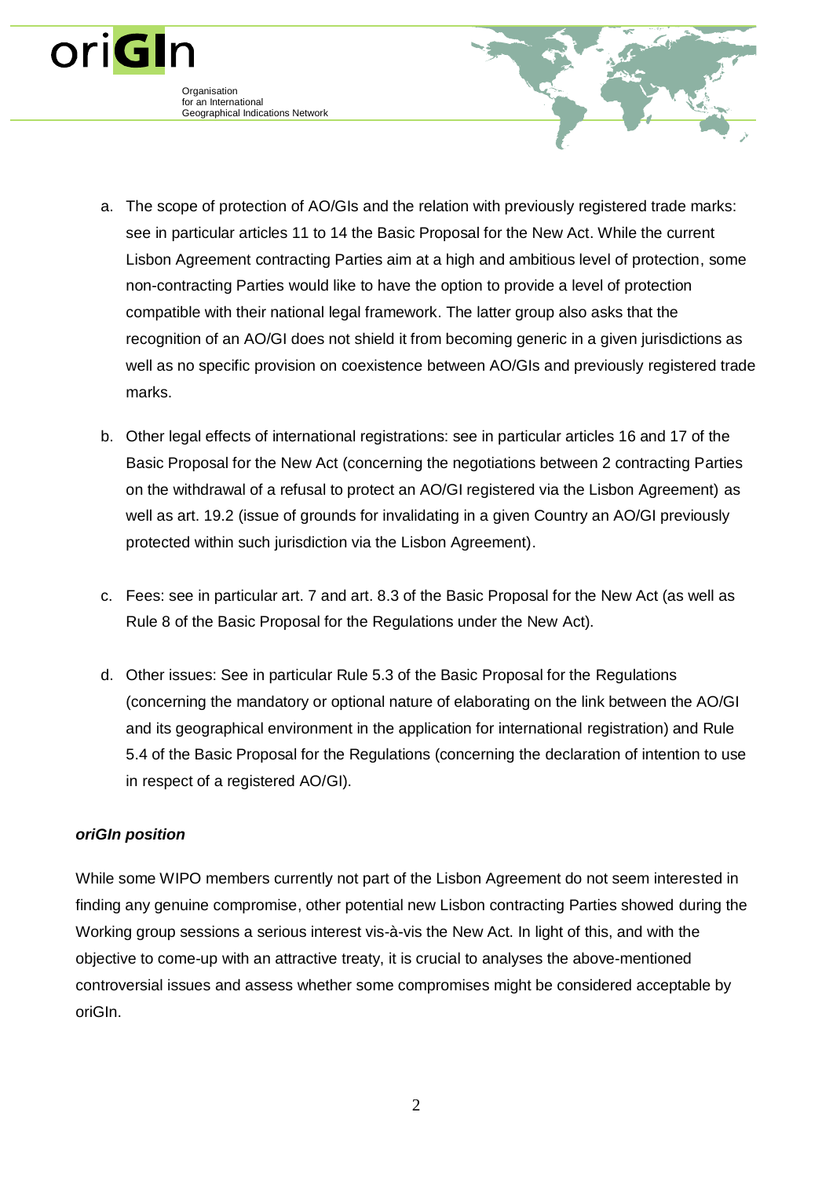a. The scope of protection of AO/GIs and the relation with previously registered trade marks: see in particular articles 11 to 14 the Basic Proposal for the New Act. While the current Lisbon Agreement contracting Parties aim at a high and ambitious level of protection, some non-contracting Parties would like to have the option to provide a level of protection compatible with their national legal framework. The latter group also asks that the recognition of an AO/GI does not shield it from becoming generic in a given jurisdictions as well as no specific provision on coexistence between AO/GIs and previously registered trade marks.

b. Other legal effects of international registrations: see in particular articles 16 and 17 of the Basic Proposal for the New Act (concerning the negotiations between 2 contracting Parties on the withdrawal of a refusal to protect an AO/GI registered via the Lisbon Agreement) as well as art. 19.2 (issue of grounds for invalidating in a given Country an AO/GI previously protected within such jurisdiction via the Lisbon Agreement).

c. Fees: see in particular art. 7 and art. 8.3 of the Basic Proposal for the New Act (as well as Rule 8 of the Basic Proposal for the Regulations under the New Act).

d. Other issues: See in particular Rule 5.3 of the Basic Proposal for the Regulations (concerning the mandatory or optional nature of elaborating on the link between the AO/GI and its geographical environment in the application for international registration) and Rule 5.4 of the Basic Proposal for the Regulations (concerning the declaration of intention to use in respect of a registered AO/GI).

***oriGIn position***

While some WIPO members currently not part of the Lisbon Agreement do not seem interested in finding any genuine compromise, other potential new Lisbon contracting Parties showed during the Working group sessions a serious interest vis-à-vis the New Act. In light of this, and with the objective to come-up with an attractive treaty, it is crucial to analyses the above-mentioned controversial issues and assess whether some compromises might be considered acceptable by oriGIn.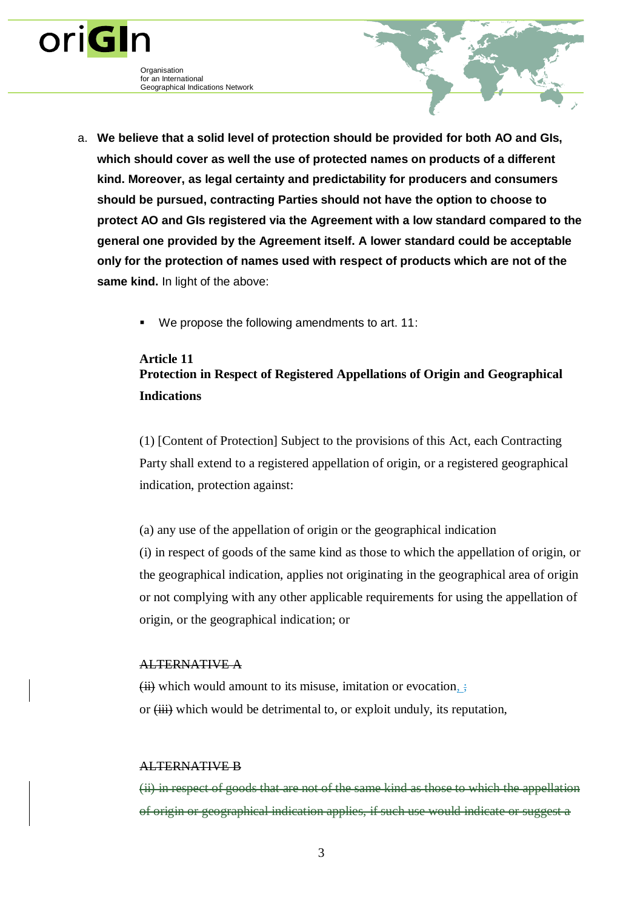a. **We believe that a solid level of protection should be provided for both AO and GIs, which should cover as well the use of protected names on products of a different kind. Moreover, as legal certainty and predictability for producers and consumers should be pursued, contracting Parties should not have the option to choose to protect AO and GIs registered via the Agreement with a low standard compared to the general one provided by the Agreement itself. A lower standard could be acceptable only for the protection of names used with respect of products which are not of the same kind.** In light of the above:

   - We propose the following amendments to art. 11:

**Article 11**
**Protection in Respect of Registered Appellations of Origin and Geographical Indications**

(1) [Content of Protection] Subject to the provisions of this Act, each Contracting Party shall extend to a registered appellation of origin, or a registered geographical indication, protection against:

(a) any use of the appellation of origin or the geographical indication

(i) in respect of goods of the same kind as those to which the appellation of origin, or the geographical indication, applies not originating in the geographical area of origin or not complying with any other applicable requirements for using the appellation of origin, or the geographical indication; or

~~ALTERNATIVE A~~

~~(ii)~~ which would amount to its misuse, imitation or evocation, ~~;~~

or ~~(iii)~~ which would be detrimental to, or exploit unduly, its reputation,

~~ALTERNATIVE B~~

~~(ii) in respect of goods that are not of the same kind as those to which the appellation of origin or geographical indication applies, if such use would indicate or suggest a~~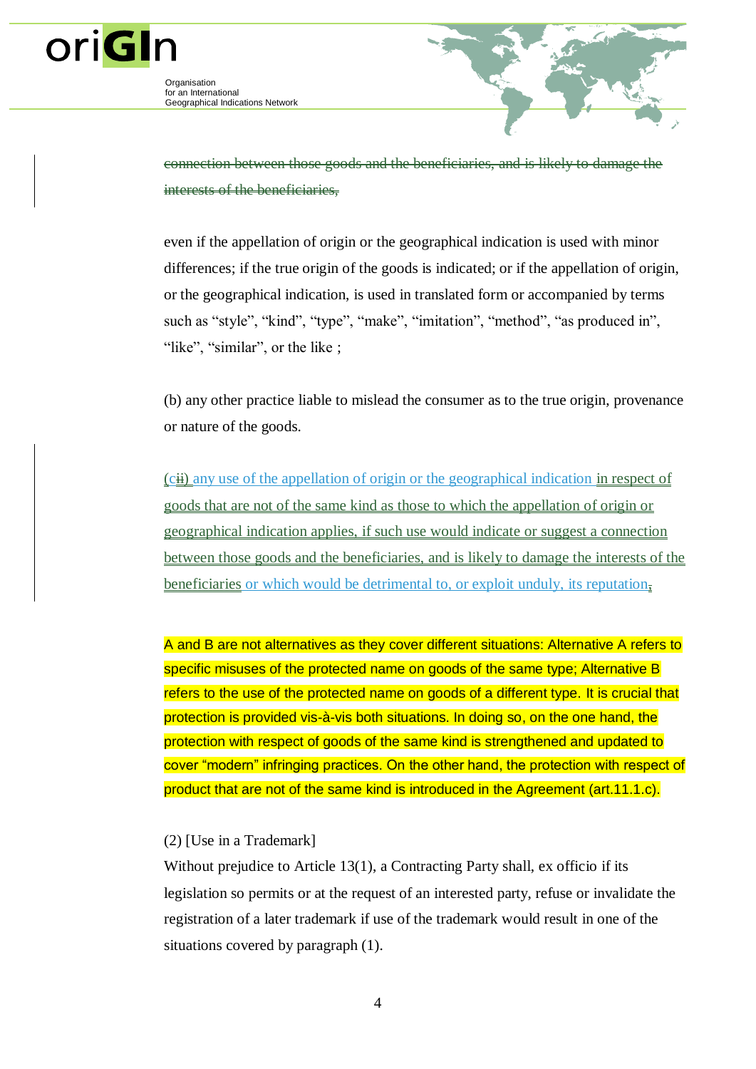~~connection between those goods and the beneficiaries, and is likely to damage the interests of the beneficiaries,~~

even if the appellation of origin or the geographical indication is used with minor differences; if the true origin of the goods is indicated; or if the appellation of origin, or the geographical indication, is used in translated form or accompanied by terms such as “style”, “kind”, “type”, “make”, “imitation”, “method”, “as produced in”, “like”, “similar”, or the like ;

(b) any other practice liable to mislead the consumer as to the true origin, provenance or nature of the goods.

(c~~ii~~) any use of the appellation of origin or the geographical indication in respect of goods that are not of the same kind as those to which the appellation of origin or geographical indication applies, if such use would indicate or suggest a connection between those goods and the beneficiaries, and is likely to damage the interests of the beneficiaries or which would be detrimental to, or exploit unduly, its reputation~~,~~

A and B are not alternatives as they cover different situations: Alternative A refers to specific misuses of the protected name on goods of the same type; Alternative B refers to the use of the protected name on goods of a different type. It is crucial that protection is provided vis-à-vis both situations. In doing so, on the one hand, the protection with respect of goods of the same kind is strengthened and updated to cover “modern” infringing practices. On the other hand, the protection with respect of product that are not of the same kind is introduced in the Agreement (art.11.1.c).

(2) [Use in a Trademark]

Without prejudice to Article 13(1), a Contracting Party shall, ex officio if its legislation so permits or at the request of an interested party, refuse or invalidate the registration of a later trademark if use of the trademark would result in one of the situations covered by paragraph (1).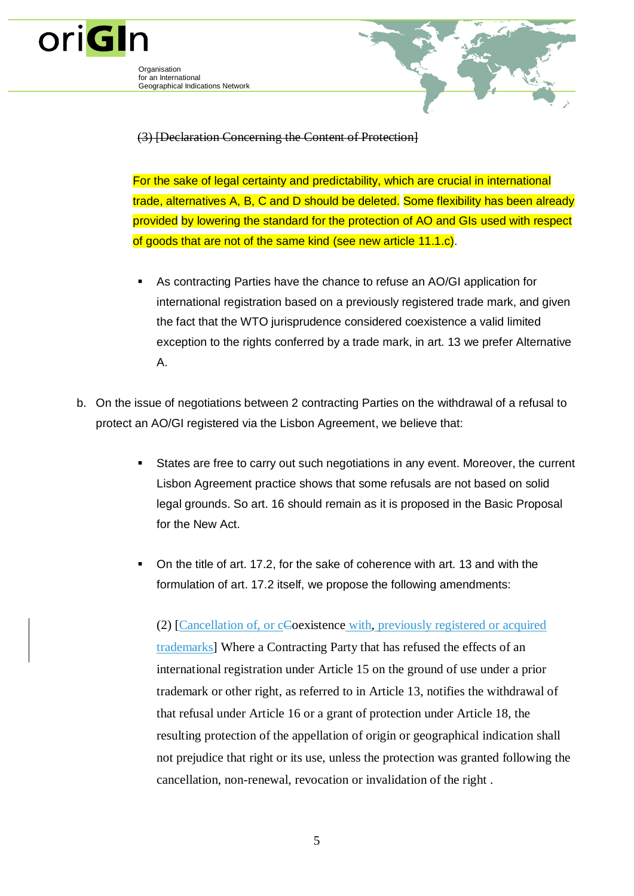~~(3) [Declaration Concerning the Content of Protection]~~

For the sake of legal certainty and predictability, which are crucial in international trade, alternatives A, B, C and D should be deleted. Some flexibility has been already provided by lowering the standard for the protection of AO and GIs used with respect of goods that are not of the same kind (see new article 11.1.c).

- As contracting Parties have the chance to refuse an AO/GI application for international registration based on a previously registered trade mark, and given the fact that the WTO jurisprudence considered coexistence a valid limited exception to the rights conferred by a trade mark, in art. 13 we prefer Alternative A.

b. On the issue of negotiations between 2 contracting Parties on the withdrawal of a refusal to protect an AO/GI registered via the Lisbon Agreement, we believe that:

- States are free to carry out such negotiations in any event. Moreover, the current Lisbon Agreement practice shows that some refusals are not based on solid legal grounds. So art. 16 should remain as it is proposed in the Basic Proposal for the New Act.

- On the title of art. 17.2, for the sake of coherence with art. 13 and with the formulation of art. 17.2 itself, we propose the following amendments:

  (2) [Cancellation of, or c~~C~~oexistence with, previously registered or acquired trademarks] Where a Contracting Party that has refused the effects of an international registration under Article 15 on the ground of use under a prior trademark or other right, as referred to in Article 13, notifies the withdrawal of that refusal under Article 16 or a grant of protection under Article 18, the resulting protection of the appellation of origin or geographical indication shall not prejudice that right or its use, unless the protection was granted following the cancellation, non-renewal, revocation or invalidation of the right .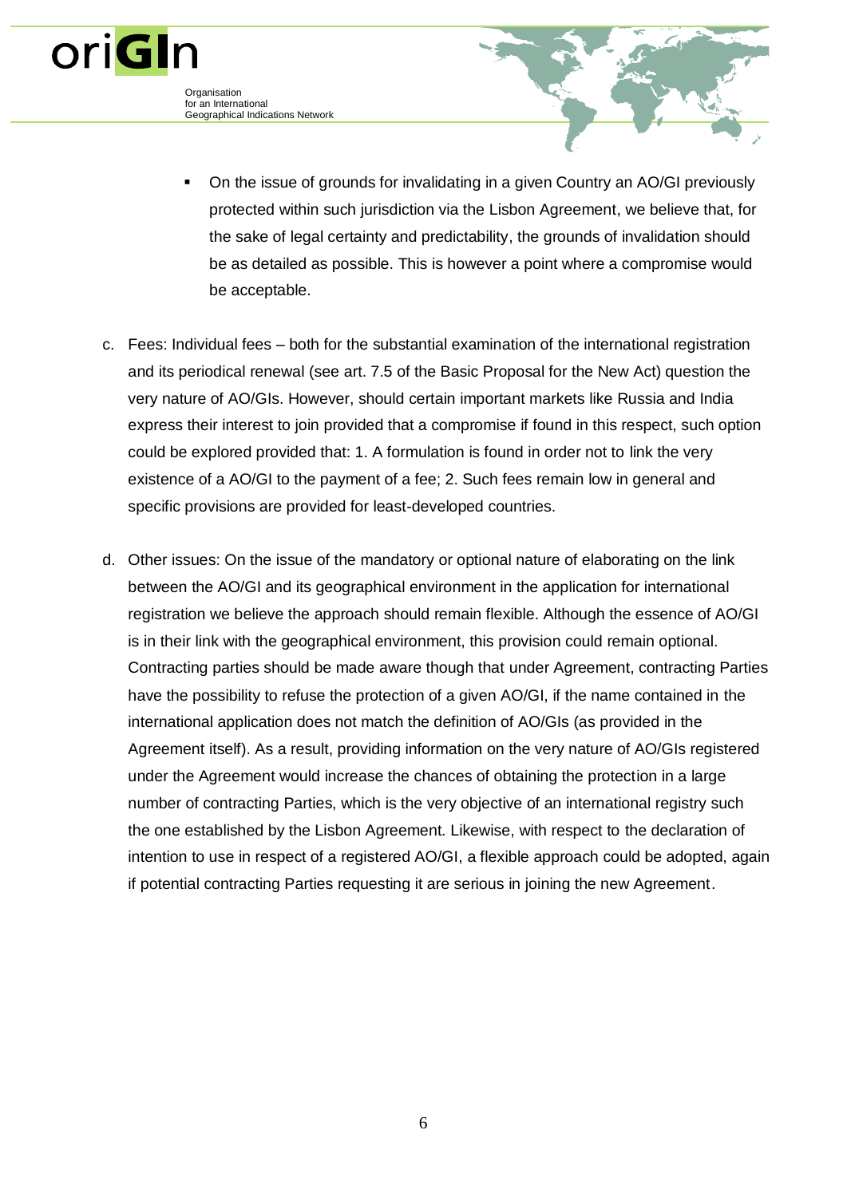- On the issue of grounds for invalidating in a given Country an AO/GI previously protected within such jurisdiction via the Lisbon Agreement, we believe that, for the sake of legal certainty and predictability, the grounds of invalidation should be as detailed as possible. This is however a point where a compromise would be acceptable.

c. Fees: Individual fees – both for the substantial examination of the international registration and its periodical renewal (see art. 7.5 of the Basic Proposal for the New Act) question the very nature of AO/GIs. However, should certain important markets like Russia and India express their interest to join provided that a compromise if found in this respect, such option could be explored provided that: 1. A formulation is found in order not to link the very existence of a AO/GI to the payment of a fee; 2. Such fees remain low in general and specific provisions are provided for least-developed countries.

d. Other issues: On the issue of the mandatory or optional nature of elaborating on the link between the AO/GI and its geographical environment in the application for international registration we believe the approach should remain flexible. Although the essence of AO/GI is in their link with the geographical environment, this provision could remain optional. Contracting parties should be made aware though that under Agreement, contracting Parties have the possibility to refuse the protection of a given AO/GI, if the name contained in the international application does not match the definition of AO/GIs (as provided in the Agreement itself). As a result, providing information on the very nature of AO/GIs registered under the Agreement would increase the chances of obtaining the protection in a large number of contracting Parties, which is the very objective of an international registry such the one established by the Lisbon Agreement. Likewise, with respect to the declaration of intention to use in respect of a registered AO/GI, a flexible approach could be adopted, again if potential contracting Parties requesting it are serious in joining the new Agreement.